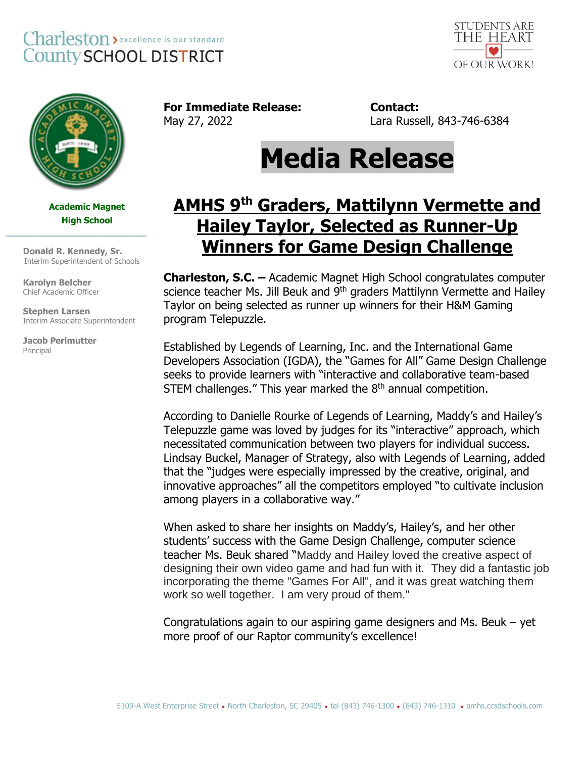Charleston County SCHOOL DISTRICT — excellence is our standard

STUDENTS ARE THE HEART OF OUR WORK!

**Academic Magnet High School**

**Donald R. Kennedy, Sr.**
Interim Superintendent of Schools

**Karolyn Belcher**
Chief Academic Officer

**Stephen Larsen**
Interim Associate Superintendent

**Jacob Perlmutter**
Principal

**For Immediate Release:**
May 27, 2022

**Contact:**
Lara Russell, 843-746-6384

# Media Release

## AMHS 9th Graders, Mattilynn Vermette and Hailey Taylor, Selected as Runner-Up Winners for Game Design Challenge

**Charleston, S.C. –** Academic Magnet High School congratulates computer science teacher Ms. Jill Beuk and 9th graders Mattilynn Vermette and Hailey Taylor on being selected as runner up winners for their H&M Gaming program Telepuzzle.

Established by Legends of Learning, Inc. and the International Game Developers Association (IGDA), the "Games for All" Game Design Challenge seeks to provide learners with "interactive and collaborative team-based STEM challenges." This year marked the 8th annual competition.

According to Danielle Rourke of Legends of Learning, Maddy's and Hailey's Telepuzzle game was loved by judges for its "interactive" approach, which necessitated communication between two players for individual success. Lindsay Buckel, Manager of Strategy, also with Legends of Learning, added that the "judges were especially impressed by the creative, original, and innovative approaches" all the competitors employed "to cultivate inclusion among players in a collaborative way."

When asked to share her insights on Maddy's, Hailey's, and her other students' success with the Game Design Challenge, computer science teacher Ms. Beuk shared "Maddy and Hailey loved the creative aspect of designing their own video game and had fun with it. They did a fantastic job incorporating the theme "Games For All", and it was great watching them work so well together. I am very proud of them."

Congratulations again to our aspiring game designers and Ms. Beuk – yet more proof of our Raptor community's excellence!

5109-A West Enterprise Street • North Charleston, SC 29405 • tel (843) 746-1300 • (843) 746-1310 • amhs.ccsdschools.com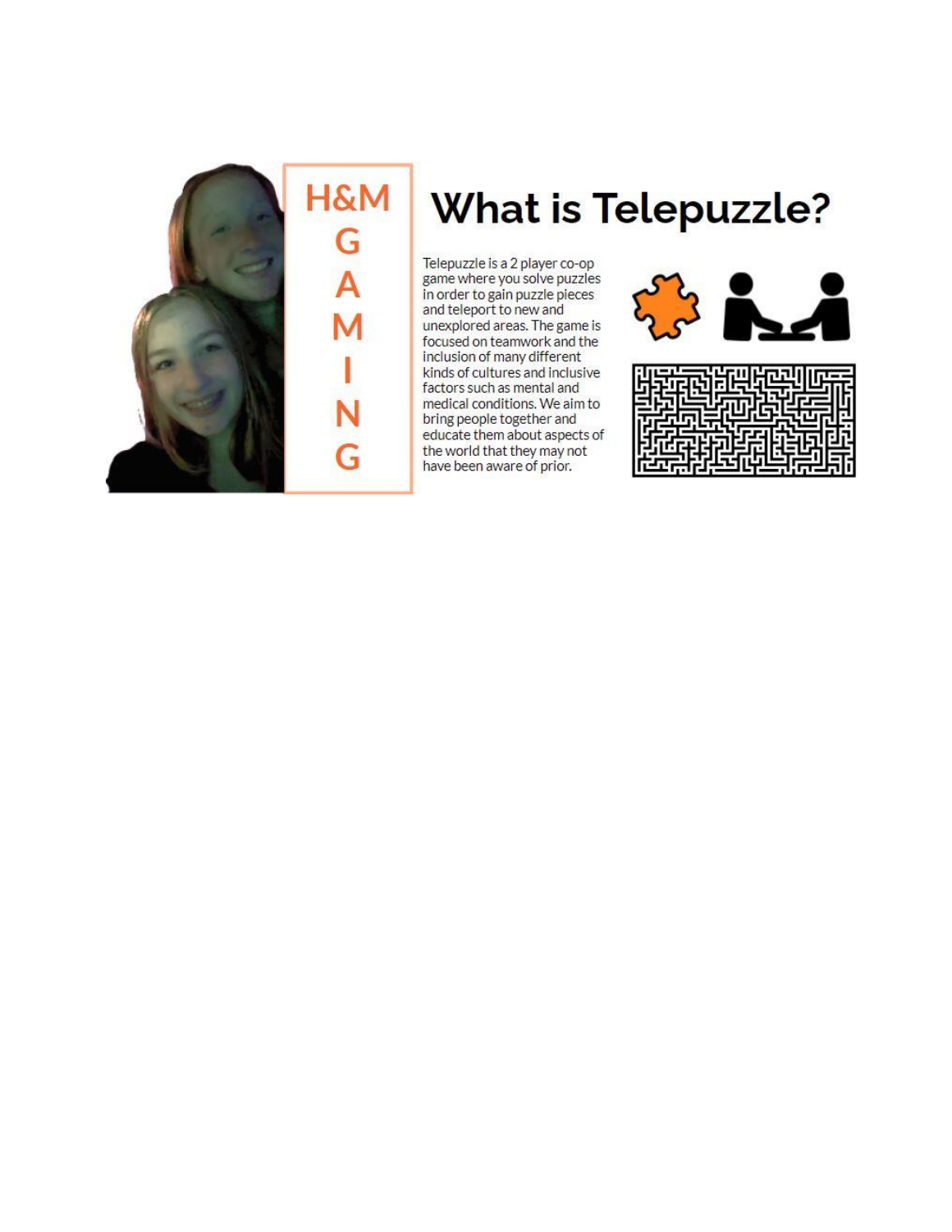H&M GAMING

# What is Telepuzzle?

Telepuzzle is a 2 player co-op game where you solve puzzles in order to gain puzzle pieces and teleport to new and unexplored areas. The game is focused on teamwork and the inclusion of many different kinds of cultures and inclusive factors such as mental and medical conditions. We aim to bring people together and educate them about aspects of the world that they may not have been aware of prior.